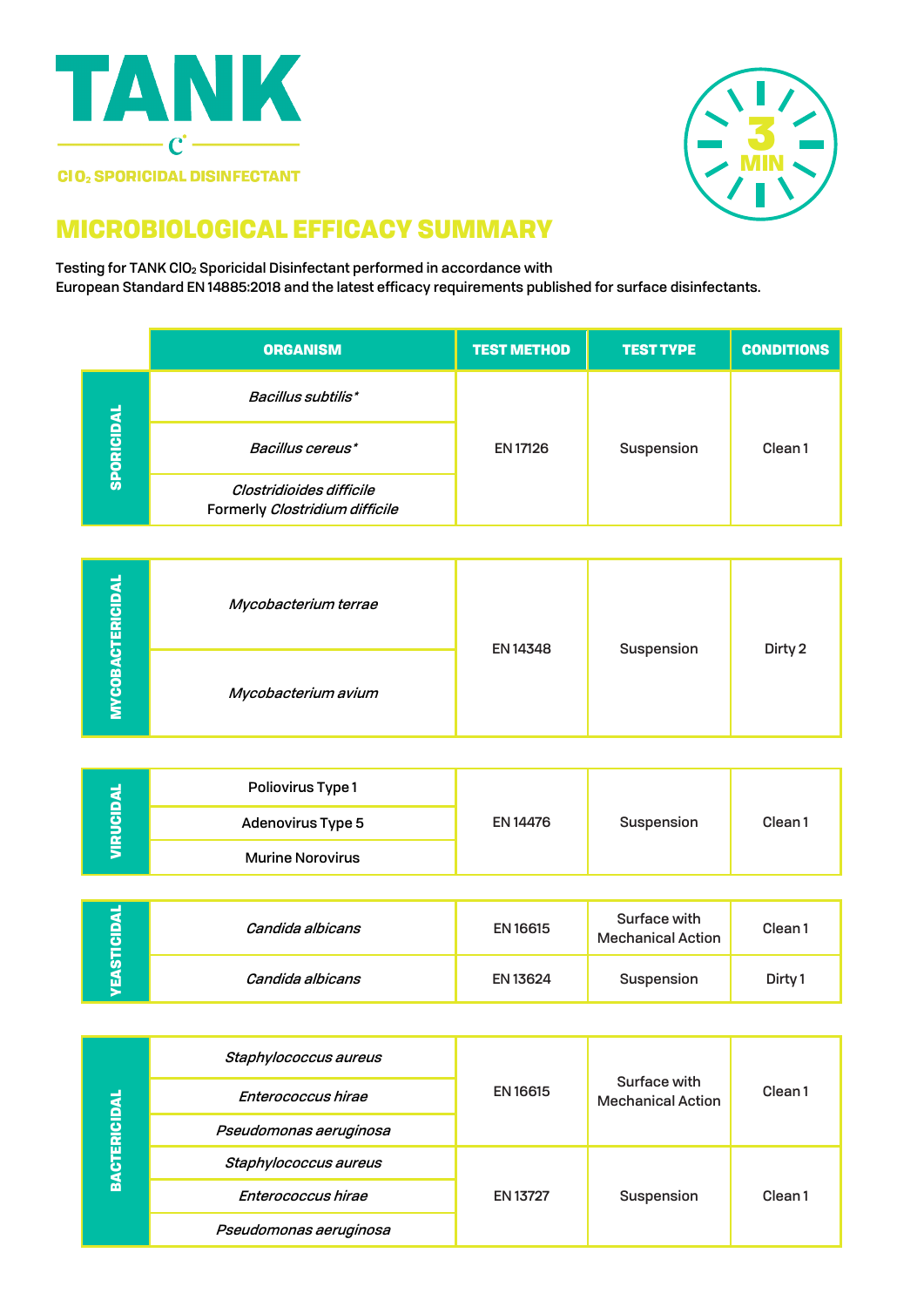# TANK

$ClO_2$ SPORICIDAL DISINFECTANT

3 MIN

## MICROBIOLOGICAL EFFICACY SUMMARY

Testing for TANK $ClO_2$ Sporicidal Disinfectant performed in accordance with European Standard EN 14885:2018 and the latest efficacy requirements published for surface disinfectants.

| | ORGANISM | TEST METHOD | TEST TYPE | CONDITIONS |
|---|---|---|---|---|
| SPORICIDAL | *Bacillus subtilis** | EN 17126 | Suspension | Clean 1 |
| | *Bacillus cereus** | | | |
| | *Clostridioides difficile* Formerly *Clostridium difficile* | | | |
| MYCOBACTERICIDAL | *Mycobacterium terrae* | EN 14348 | Suspension | Dirty 2 |
| | *Mycobacterium avium* | | | |
| VIRUCIDAL | Poliovirus Type 1 | EN 14476 | Suspension | Clean 1 |
| | Adenovirus Type 5 | | | |
| | Murine Norovirus | | | |
| YEASTICIDAL | *Candida albicans* | EN 16615 | Surface with Mechanical Action | Clean 1 |
| | *Candida albicans* | EN 13624 | Suspension | Dirty 1 |
| BACTERICIDAL | *Staphylococcus aureus* | EN 16615 | Surface with Mechanical Action | Clean 1 |
| | *Enterococcus hirae* | | | |
| | *Pseudomonas aeruginosa* | | | |
| | *Staphylococcus aureus* | EN 13727 | Suspension | Clean 1 |
| | *Enterococcus hirae* | | | |
| | *Pseudomonas aeruginosa* | | | |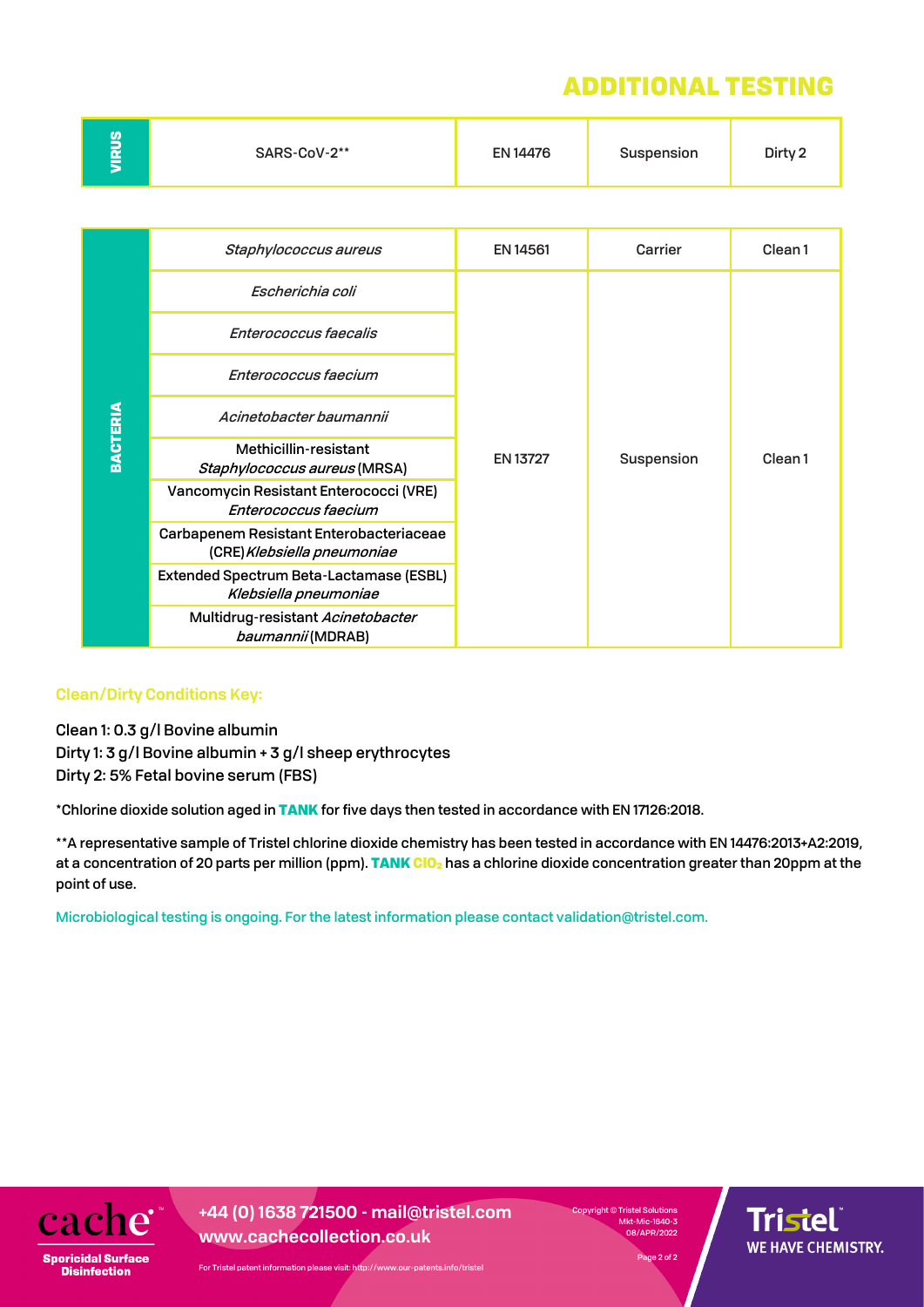# ADDITIONAL TESTING

| | | | | |
|---|---|---|---|---|
| VIRUS | SARS-CoV-2** | EN 14476 | Suspension | Dirty 2 |

| | | | | |
|---|---|---|---|---|
| BACTERIA | *Staphylococcus aureus* | EN 14561 | Carrier | Clean 1 |
| | *Escherichia coli* | EN 13727 | Suspension | Clean 1 |
| | *Enterococcus faecalis* | | | |
| | *Enterococcus faecium* | | | |
| | *Acinetobacter baumannii* | | | |
| | Methicillin-resistant *Staphylococcus aureus* (MRSA) | | | |
| | Vancomycin Resistant Enterococci (VRE) *Enterococcus faecium* | | | |
| | Carbapenem Resistant Enterobacteriaceae (CRE) *Klebsiella pneumoniae* | | | |
| | Extended Spectrum Beta-Lactamase (ESBL) *Klebsiella pneumoniae* | | | |
| | Multidrug-resistant *Acinetobacter baumannii* (MDRAB) | | | |

**Clean/Dirty Conditions Key:**

**Clean 1: 0.3 g/l Bovine albumin**
**Dirty 1: 3 g/l Bovine albumin + 3 g/l sheep erythrocytes**
**Dirty 2: 5% Fetal bovine serum (FBS)**

*Chlorine dioxide solution aged in **TANK** for five days then tested in accordance with EN 17126:2018.

**A representative sample of Tristel chlorine dioxide chemistry has been tested in accordance with EN 14476:2013+A2:2019, at a concentration of 20 parts per million (ppm). **TANK $ClO_2$** has a chlorine dioxide concentration greater than 20ppm at the point of use.

Microbiological testing is ongoing. For the latest information please contact validation@tristel.com.

cache™ Sporicidal Surface Disinfection

+44 (0) 1638 721500 - mail@tristel.com
www.cachecollection.co.uk

For Tristel patent information please visit: http://www.our-patents.info/tristel

Copyright © Tristel Solutions
Mkt-Mic-1640-3
08/APR/2022

Tristel™ WE HAVE CHEMISTRY.